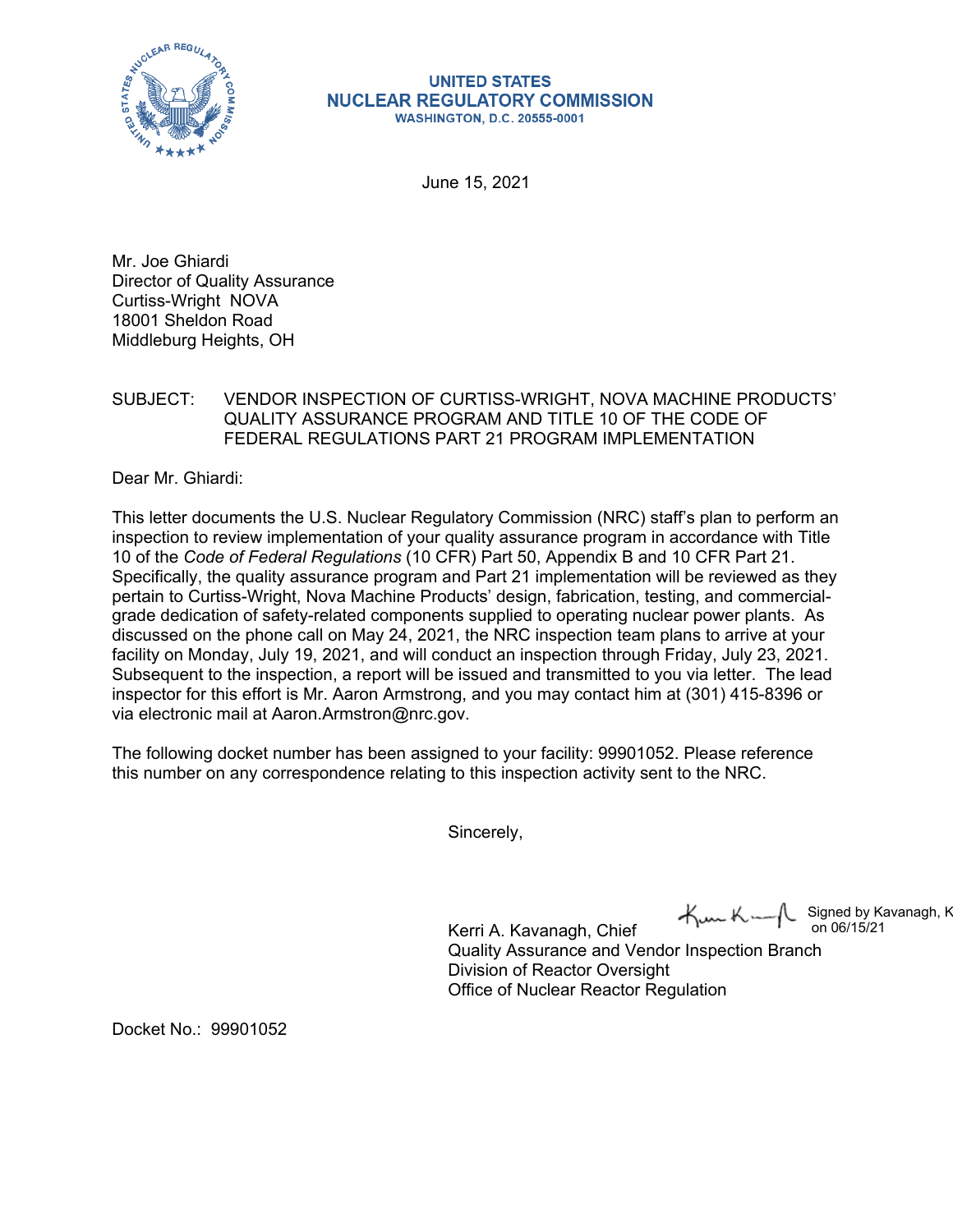**UNITED STATES**
**NUCLEAR REGULATORY COMMISSION**
**WASHINGTON, D.C. 20555-0001**

June 15, 2021

Mr. Joe Ghiardi
Director of Quality Assurance
Curtiss-Wright NOVA
18001 Sheldon Road
Middleburg Heights, OH

SUBJECT: VENDOR INSPECTION OF CURTISS-WRIGHT, NOVA MACHINE PRODUCTS' QUALITY ASSURANCE PROGRAM AND TITLE 10 OF THE CODE OF FEDERAL REGULATIONS PART 21 PROGRAM IMPLEMENTATION

Dear Mr. Ghiardi:

This letter documents the U.S. Nuclear Regulatory Commission (NRC) staff's plan to perform an inspection to review implementation of your quality assurance program in accordance with Title 10 of the *Code of Federal Regulations* (10 CFR) Part 50, Appendix B and 10 CFR Part 21. Specifically, the quality assurance program and Part 21 implementation will be reviewed as they pertain to Curtiss-Wright, Nova Machine Products' design, fabrication, testing, and commercial-grade dedication of safety-related components supplied to operating nuclear power plants. As discussed on the phone call on May 24, 2021, the NRC inspection team plans to arrive at your facility on Monday, July 19, 2021, and will conduct an inspection through Friday, July 23, 2021. Subsequent to the inspection, a report will be issued and transmitted to you via letter. The lead inspector for this effort is Mr. Aaron Armstrong, and you may contact him at (301) 415-8396 or via electronic mail at Aaron.Armstron@nrc.gov.

The following docket number has been assigned to your facility: 99901052. Please reference this number on any correspondence relating to this inspection activity sent to the NRC.

Sincerely,

Signed by Kavanagh, K on 06/15/21

Kerri A. Kavanagh, Chief
Quality Assurance and Vendor Inspection Branch
Division of Reactor Oversight
Office of Nuclear Reactor Regulation

Docket No.: 99901052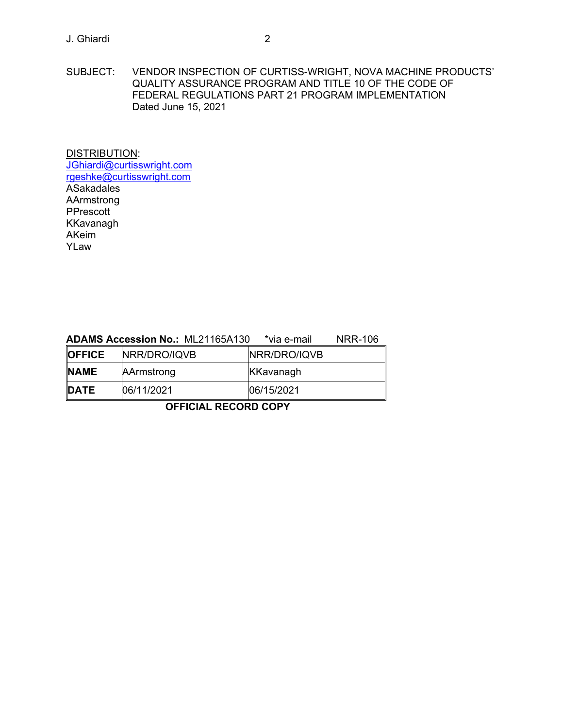SUBJECT: VENDOR INSPECTION OF CURTISS-WRIGHT, NOVA MACHINE PRODUCTS' QUALITY ASSURANCE PROGRAM AND TITLE 10 OF THE CODE OF FEDERAL REGULATIONS PART 21 PROGRAM IMPLEMENTATION
Dated June 15, 2021

DISTRIBUTION:
JGhiardi@curtisswright.com
rgeshke@curtisswright.com
ASakadales
AArmstrong
PPrescott
KKavanagh
AKeim
YLaw

**ADAMS Accession No.:** ML21165A130 *via e-mail NRR-106

| **OFFICE** | NRR/DRO/IQVB | NRR/DRO/IQVB |
|---|---|---|
| **NAME** | AArmstrong | KKavanagh |
| **DATE** | 06/11/2021 | 06/15/2021 |

**OFFICIAL RECORD COPY**